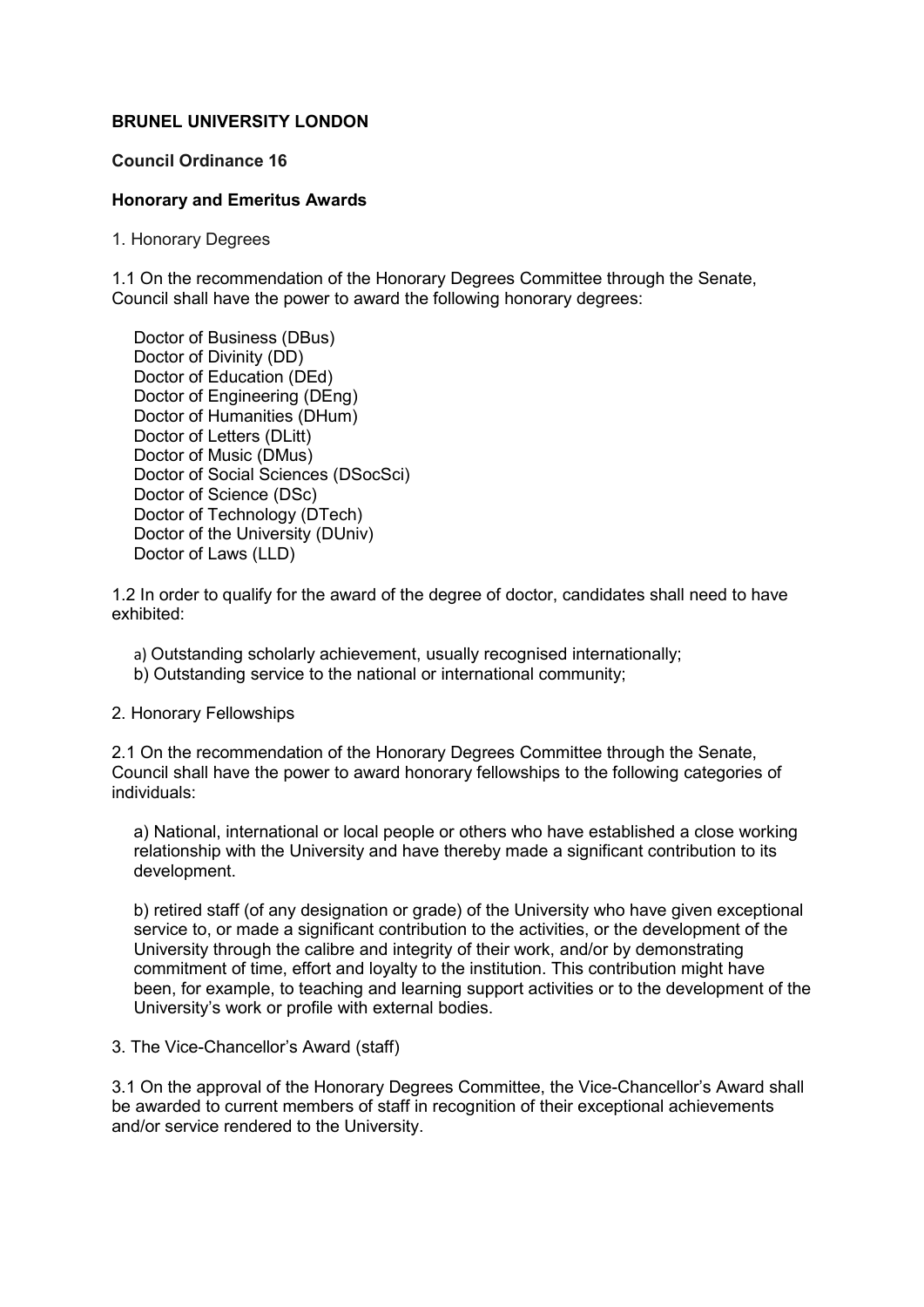**BRUNEL UNIVERSITY LONDON**

**Council Ordinance 16**

**Honorary and Emeritus Awards**

1. Honorary Degrees

1.1 On the recommendation of the Honorary Degrees Committee through the Senate, Council shall have the power to award the following honorary degrees:

Doctor of Business (DBus)
Doctor of Divinity (DD)
Doctor of Education (DEd)
Doctor of Engineering (DEng)
Doctor of Humanities (DHum)
Doctor of Letters (DLitt)
Doctor of Music (DMus)
Doctor of Social Sciences (DSocSci)
Doctor of Science (DSc)
Doctor of Technology (DTech)
Doctor of the University (DUniv)
Doctor of Laws (LLD)

1.2 In order to qualify for the award of the degree of doctor, candidates shall need to have exhibited:

a) Outstanding scholarly achievement, usually recognised internationally;
b) Outstanding service to the national or international community;

2. Honorary Fellowships

2.1 On the recommendation of the Honorary Degrees Committee through the Senate, Council shall have the power to award honorary fellowships to the following categories of individuals:

a) National, international or local people or others who have established a close working relationship with the University and have thereby made a significant contribution to its development.

b) retired staff (of any designation or grade) of the University who have given exceptional service to, or made a significant contribution to the activities, or the development of the University through the calibre and integrity of their work, and/or by demonstrating commitment of time, effort and loyalty to the institution. This contribution might have been, for example, to teaching and learning support activities or to the development of the University's work or profile with external bodies.

3. The Vice-Chancellor's Award (staff)

3.1 On the approval of the Honorary Degrees Committee, the Vice-Chancellor's Award shall be awarded to current members of staff in recognition of their exceptional achievements and/or service rendered to the University.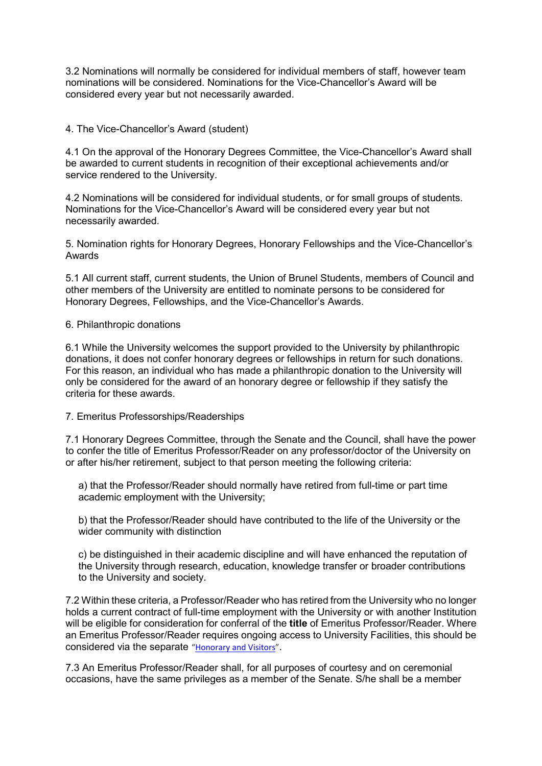3.2 Nominations will normally be considered for individual members of staff, however team nominations will be considered. Nominations for the Vice-Chancellor's Award will be considered every year but not necessarily awarded.

4. The Vice-Chancellor's Award (student)

4.1 On the approval of the Honorary Degrees Committee, the Vice-Chancellor's Award shall be awarded to current students in recognition of their exceptional achievements and/or service rendered to the University.

4.2 Nominations will be considered for individual students, or for small groups of students. Nominations for the Vice-Chancellor's Award will be considered every year but not necessarily awarded.

5. Nomination rights for Honorary Degrees, Honorary Fellowships and the Vice-Chancellor's Awards

5.1 All current staff, current students, the Union of Brunel Students, members of Council and other members of the University are entitled to nominate persons to be considered for Honorary Degrees, Fellowships, and the Vice-Chancellor's Awards.

6. Philanthropic donations

6.1 While the University welcomes the support provided to the University by philanthropic donations, it does not confer honorary degrees or fellowships in return for such donations. For this reason, an individual who has made a philanthropic donation to the University will only be considered for the award of an honorary degree or fellowship if they satisfy the criteria for these awards.

7. Emeritus Professorships/Readerships

7.1 Honorary Degrees Committee, through the Senate and the Council, shall have the power to confer the title of Emeritus Professor/Reader on any professor/doctor of the University on or after his/her retirement, subject to that person meeting the following criteria:

a) that the Professor/Reader should normally have retired from full-time or part time academic employment with the University;

b) that the Professor/Reader should have contributed to the life of the University or the wider community with distinction

c) be distinguished in their academic discipline and will have enhanced the reputation of the University through research, education, knowledge transfer or broader contributions to the University and society.

7.2 Within these criteria, a Professor/Reader who has retired from the University who no longer holds a current contract of full-time employment with the University or with another Institution will be eligible for consideration for conferral of the **title** of Emeritus Professor/Reader. Where an Emeritus Professor/Reader requires ongoing access to University Facilities, this should be considered via the separate "Honorary and Visitors".

7.3 An Emeritus Professor/Reader shall, for all purposes of courtesy and on ceremonial occasions, have the same privileges as a member of the Senate. S/he shall be a member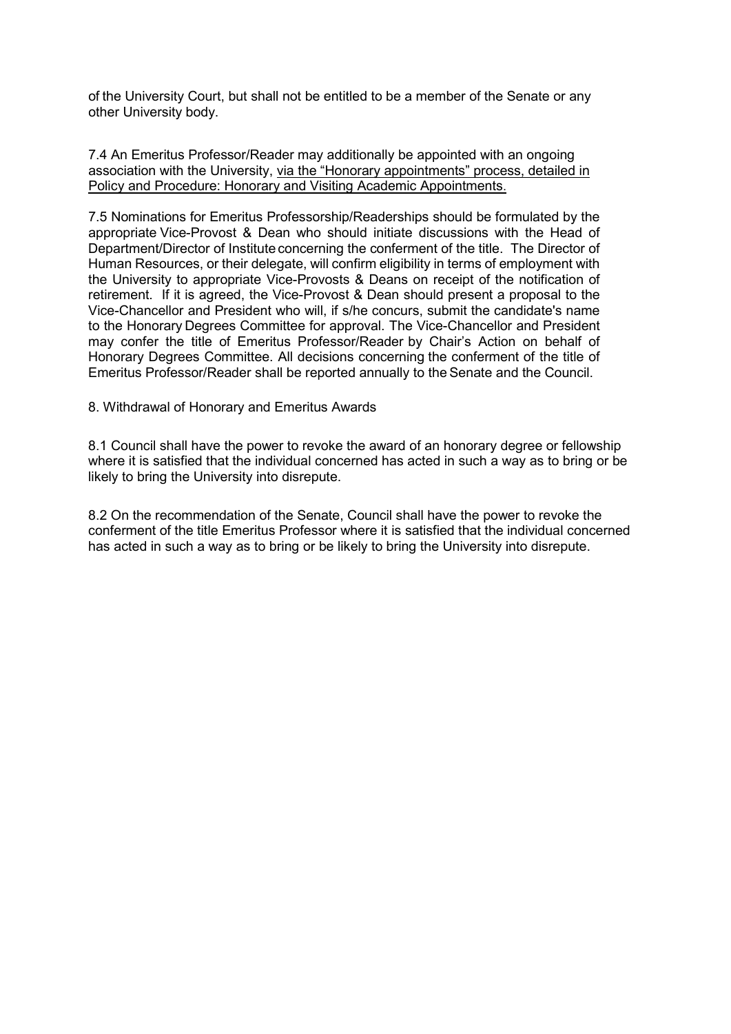of the University Court, but shall not be entitled to be a member of the Senate or any other University body.

7.4 An Emeritus Professor/Reader may additionally be appointed with an ongoing association with the University, <u>via the "Honorary appointments" process, detailed in Policy and Procedure: Honorary and Visiting Academic Appointments.</u>

7.5 Nominations for Emeritus Professorship/Readerships should be formulated by the appropriate Vice-Provost & Dean who should initiate discussions with the Head of Department/Director of Institute concerning the conferment of the title. The Director of Human Resources, or their delegate, will confirm eligibility in terms of employment with the University to appropriate Vice-Provosts & Deans on receipt of the notification of retirement. If it is agreed, the Vice-Provost & Dean should present a proposal to the Vice-Chancellor and President who will, if s/he concurs, submit the candidate's name to the Honorary Degrees Committee for approval. The Vice-Chancellor and President may confer the title of Emeritus Professor/Reader by Chair's Action on behalf of Honorary Degrees Committee. All decisions concerning the conferment of the title of Emeritus Professor/Reader shall be reported annually to the Senate and the Council.

8. Withdrawal of Honorary and Emeritus Awards

8.1 Council shall have the power to revoke the award of an honorary degree or fellowship where it is satisfied that the individual concerned has acted in such a way as to bring or be likely to bring the University into disrepute.

8.2 On the recommendation of the Senate, Council shall have the power to revoke the conferment of the title Emeritus Professor where it is satisfied that the individual concerned has acted in such a way as to bring or be likely to bring the University into disrepute.